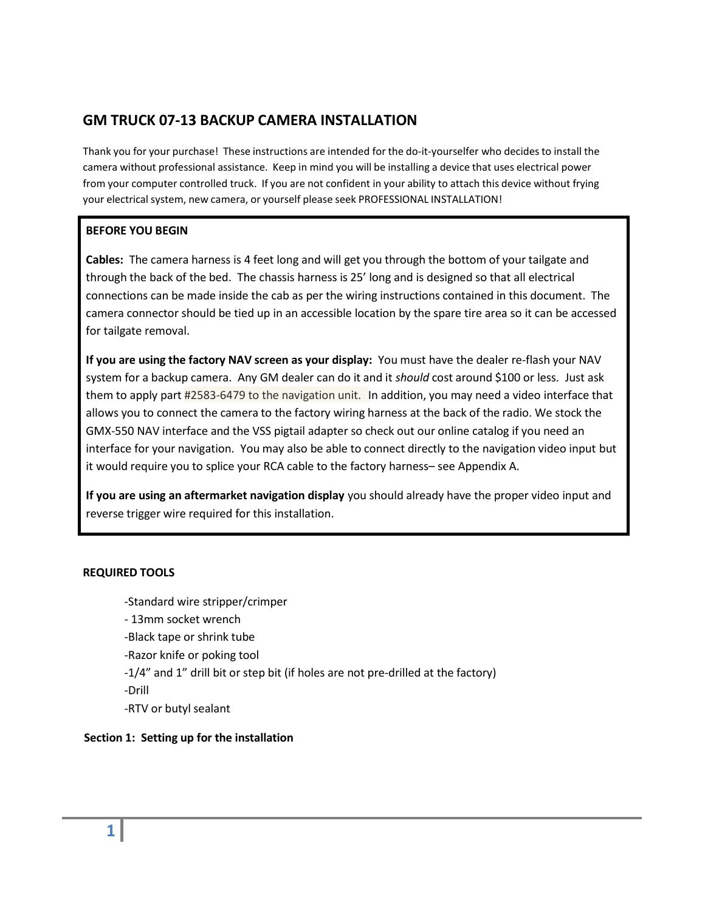# GM TRUCK 07-13 BACKUP CAMERA INSTALLATION

Thank you for your purchase! These instructions are intended for the do-it-yourselfer who decides to install the camera without professional assistance. Keep in mind you will be installing a device that uses electrical power from your computer controlled truck. If you are not confident in your ability to attach this device without frying your electrical system, new camera, or yourself please seek PROFESSIONAL INSTALLATION!

**BEFORE YOU BEGIN**

**Cables:** The camera harness is 4 feet long and will get you through the bottom of your tailgate and through the back of the bed. The chassis harness is 25' long and is designed so that all electrical connections can be made inside the cab as per the wiring instructions contained in this document. The camera connector should be tied up in an accessible location by the spare tire area so it can be accessed for tailgate removal.

**If you are using the factory NAV screen as your display:** You must have the dealer re-flash your NAV system for a backup camera. Any GM dealer can do it and it *should* cost around $100 or less. Just ask them to apply part #2583-6479 to the navigation unit. In addition, you may need a video interface that allows you to connect the camera to the factory wiring harness at the back of the radio. We stock the GMX-550 NAV interface and the VSS pigtail adapter so check out our online catalog if you need an interface for your navigation. You may also be able to connect directly to the navigation video input but it would require you to splice your RCA cable to the factory harness– see Appendix A.

**If you are using an aftermarket navigation display** you should already have the proper video input and reverse trigger wire required for this installation.

**REQUIRED TOOLS**

- Standard wire stripper/crimper
- 13mm socket wrench
- Black tape or shrink tube
- Razor knife or poking tool
- 1/4" and 1" drill bit or step bit (if holes are not pre-drilled at the factory)
- Drill
- RTV or butyl sealant

**Section 1: Setting up for the installation**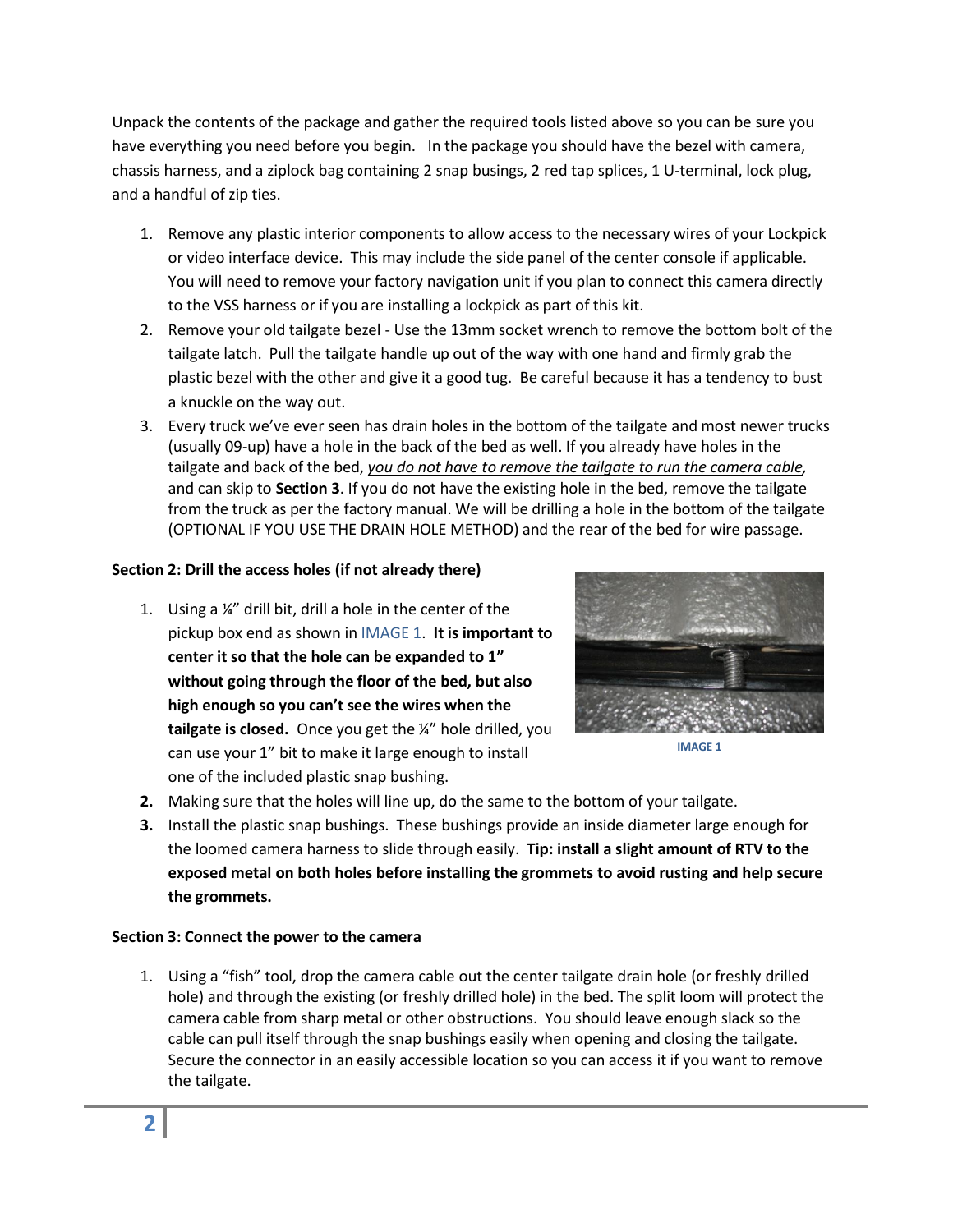Unpack the contents of the package and gather the required tools listed above so you can be sure you have everything you need before you begin. In the package you should have the bezel with camera, chassis harness, and a ziplock bag containing 2 snap busings, 2 red tap splices, 1 U-terminal, lock plug, and a handful of zip ties.

1. Remove any plastic interior components to allow access to the necessary wires of your Lockpick or video interface device. This may include the side panel of the center console if applicable. You will need to remove your factory navigation unit if you plan to connect this camera directly to the VSS harness or if you are installing a lockpick as part of this kit.
2. Remove your old tailgate bezel - Use the 13mm socket wrench to remove the bottom bolt of the tailgate latch. Pull the tailgate handle up out of the way with one hand and firmly grab the plastic bezel with the other and give it a good tug. Be careful because it has a tendency to bust a knuckle on the way out.
3. Every truck we've ever seen has drain holes in the bottom of the tailgate and most newer trucks (usually 09-up) have a hole in the back of the bed as well. If you already have holes in the tailgate and back of the bed, *you do not have to remove the tailgate to run the camera cable*, and can skip to **Section 3**. If you do not have the existing hole in the bed, remove the tailgate from the truck as per the factory manual. We will be drilling a hole in the bottom of the tailgate (OPTIONAL IF YOU USE THE DRAIN HOLE METHOD) and the rear of the bed for wire passage.

**Section 2: Drill the access holes (if not already there)**

1. Using a ¼" drill bit, drill a hole in the center of the pickup box end as shown in IMAGE 1. **It is important to center it so that the hole can be expanded to 1" without going through the floor of the bed, but also high enough so you can't see the wires when the tailgate is closed.** Once you get the ¼" hole drilled, you can use your 1" bit to make it large enough to install one of the included plastic snap bushing.

IMAGE 1

2. Making sure that the holes will line up, do the same to the bottom of your tailgate.
3. Install the plastic snap bushings. These bushings provide an inside diameter large enough for the loomed camera harness to slide through easily. **Tip: install a slight amount of RTV to the exposed metal on both holes before installing the grommets to avoid rusting and help secure the grommets.**

**Section 3: Connect the power to the camera**

1. Using a "fish" tool, drop the camera cable out the center tailgate drain hole (or freshly drilled hole) and through the existing (or freshly drilled hole) in the bed. The split loom will protect the camera cable from sharp metal or other obstructions. You should leave enough slack so the cable can pull itself through the snap bushings easily when opening and closing the tailgate. Secure the connector in an easily accessible location so you can access it if you want to remove the tailgate.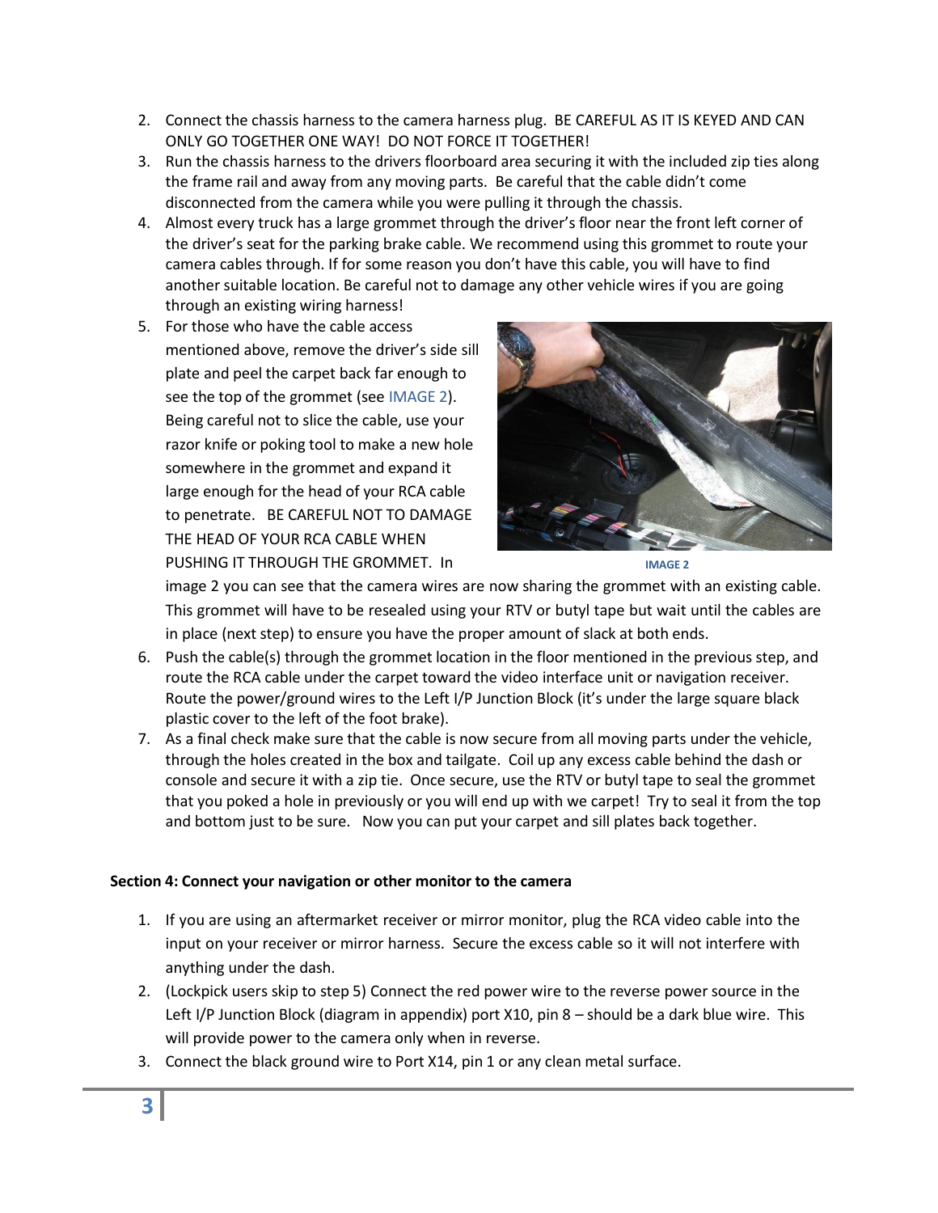2. Connect the chassis harness to the camera harness plug. BE CAREFUL AS IT IS KEYED AND CAN ONLY GO TOGETHER ONE WAY! DO NOT FORCE IT TOGETHER!
3. Run the chassis harness to the drivers floorboard area securing it with the included zip ties along the frame rail and away from any moving parts. Be careful that the cable didn't come disconnected from the camera while you were pulling it through the chassis.
4. Almost every truck has a large grommet through the driver's floor near the front left corner of the driver's seat for the parking brake cable. We recommend using this grommet to route your camera cables through. If for some reason you don't have this cable, you will have to find another suitable location. Be careful not to damage any other vehicle wires if you are going through an existing wiring harness!
5. For those who have the cable access mentioned above, remove the driver's side sill plate and peel the carpet back far enough to see the top of the grommet (see IMAGE 2). Being careful not to slice the cable, use your razor knife or poking tool to make a new hole somewhere in the grommet and expand it large enough for the head of your RCA cable to penetrate. BE CAREFUL NOT TO DAMAGE THE HEAD OF YOUR RCA CABLE WHEN PUSHING IT THROUGH THE GROMMET. In image 2 you can see that the camera wires are now sharing the grommet with an existing cable. This grommet will have to be resealed using your RTV or butyl tape but wait until the cables are in place (next step) to ensure you have the proper amount of slack at both ends.

IMAGE 2

6. Push the cable(s) through the grommet location in the floor mentioned in the previous step, and route the RCA cable under the carpet toward the video interface unit or navigation receiver. Route the power/ground wires to the Left I/P Junction Block (it's under the large square black plastic cover to the left of the foot brake).
7. As a final check make sure that the cable is now secure from all moving parts under the vehicle, through the holes created in the box and tailgate. Coil up any excess cable behind the dash or console and secure it with a zip tie. Once secure, use the RTV or butyl tape to seal the grommet that you poked a hole in previously or you will end up with we carpet! Try to seal it from the top and bottom just to be sure. Now you can put your carpet and sill plates back together.

**Section 4: Connect your navigation or other monitor to the camera**

1. If you are using an aftermarket receiver or mirror monitor, plug the RCA video cable into the input on your receiver or mirror harness. Secure the excess cable so it will not interfere with anything under the dash.
2. (Lockpick users skip to step 5) Connect the red power wire to the reverse power source in the Left I/P Junction Block (diagram in appendix) port X10, pin 8 – should be a dark blue wire. This will provide power to the camera only when in reverse.
3. Connect the black ground wire to Port X14, pin 1 or any clean metal surface.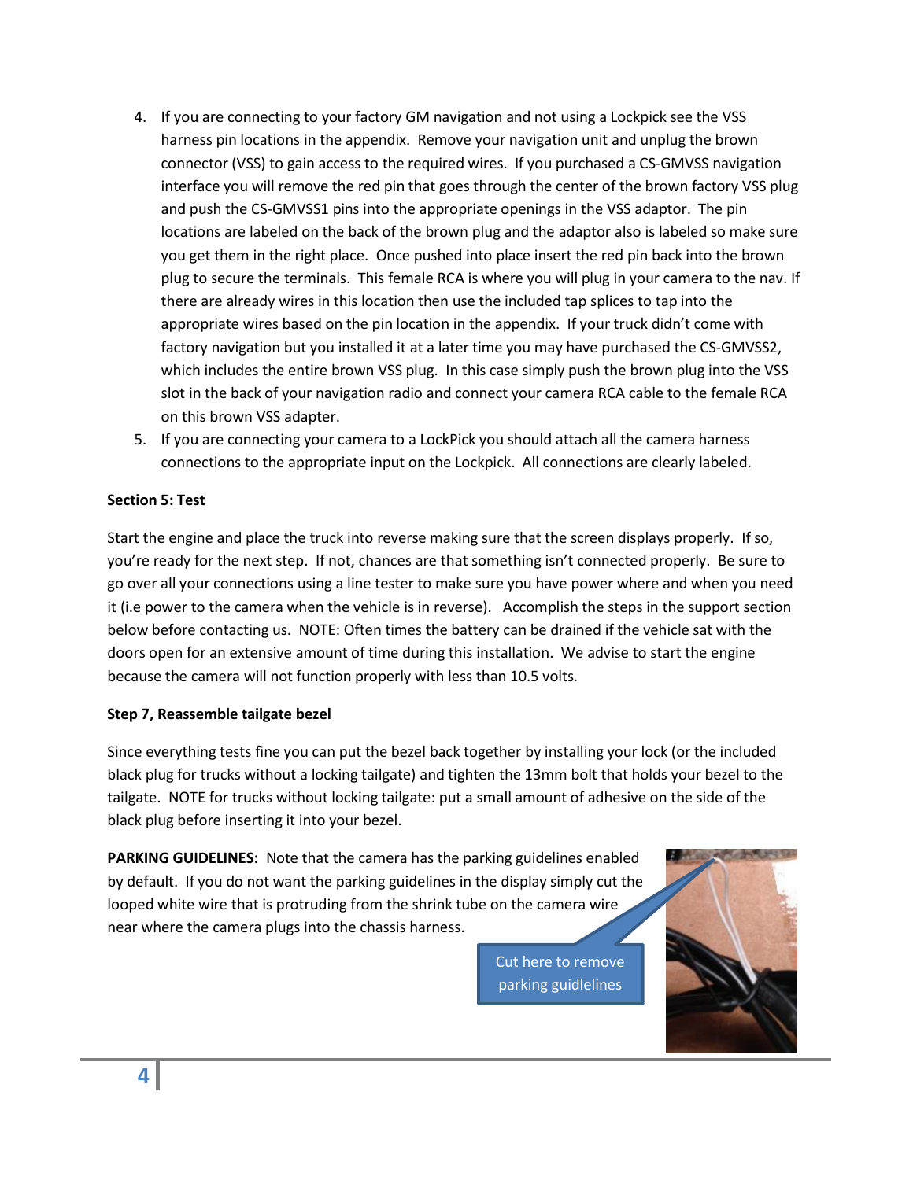4. If you are connecting to your factory GM navigation and not using a Lockpick see the VSS harness pin locations in the appendix. Remove your navigation unit and unplug the brown connector (VSS) to gain access to the required wires. If you purchased a CS-GMVSS navigation interface you will remove the red pin that goes through the center of the brown factory VSS plug and push the CS-GMVSS1 pins into the appropriate openings in the VSS adaptor. The pin locations are labeled on the back of the brown plug and the adaptor also is labeled so make sure you get them in the right place. Once pushed into place insert the red pin back into the brown plug to secure the terminals. This female RCA is where you will plug in your camera to the nav. If there are already wires in this location then use the included tap splices to tap into the appropriate wires based on the pin location in the appendix. If your truck didn't come with factory navigation but you installed it at a later time you may have purchased the CS-GMVSS2, which includes the entire brown VSS plug. In this case simply push the brown plug into the VSS slot in the back of your navigation radio and connect your camera RCA cable to the female RCA on this brown VSS adapter.
5. If you are connecting your camera to a LockPick you should attach all the camera harness connections to the appropriate input on the Lockpick. All connections are clearly labeled.

**Section 5: Test**

Start the engine and place the truck into reverse making sure that the screen displays properly. If so, you're ready for the next step. If not, chances are that something isn't connected properly. Be sure to go over all your connections using a line tester to make sure you have power where and when you need it (i.e power to the camera when the vehicle is in reverse). Accomplish the steps in the support section below before contacting us. NOTE: Often times the battery can be drained if the vehicle sat with the doors open for an extensive amount of time during this installation. We advise to start the engine because the camera will not function properly with less than 10.5 volts.

**Step 7, Reassemble tailgate bezel**

Since everything tests fine you can put the bezel back together by installing your lock (or the included black plug for trucks without a locking tailgate) and tighten the 13mm bolt that holds your bezel to the tailgate. NOTE for trucks without locking tailgate: put a small amount of adhesive on the side of the black plug before inserting it into your bezel.

**PARKING GUIDELINES:** Note that the camera has the parking guidelines enabled by default. If you do not want the parking guidelines in the display simply cut the looped white wire that is protruding from the shrink tube on the camera wire near where the camera plugs into the chassis harness.

Cut here to remove parking guidlelines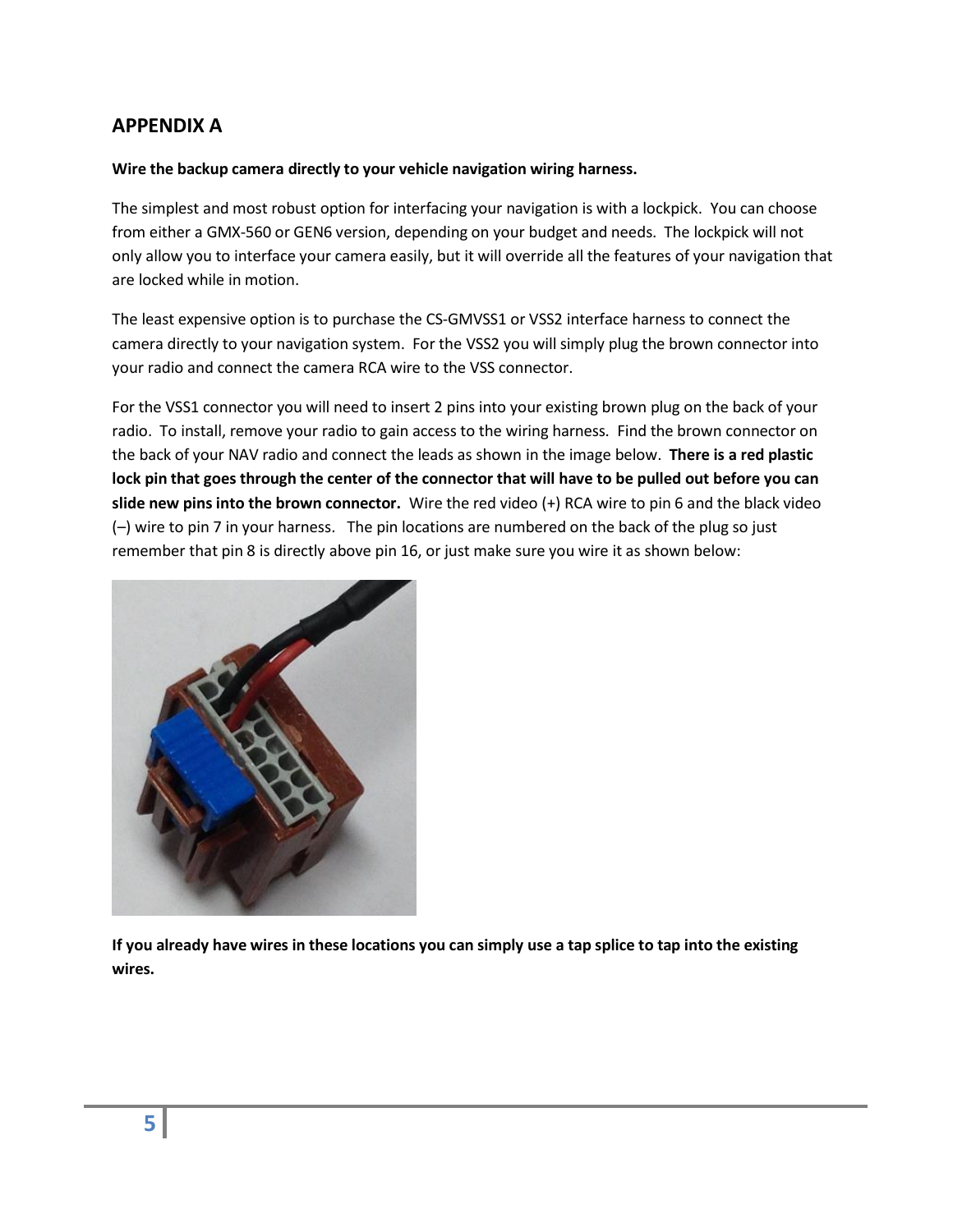## APPENDIX A

**Wire the backup camera directly to your vehicle navigation wiring harness.**

The simplest and most robust option for interfacing your navigation is with a lockpick. You can choose from either a GMX-560 or GEN6 version, depending on your budget and needs. The lockpick will not only allow you to interface your camera easily, but it will override all the features of your navigation that are locked while in motion.

The least expensive option is to purchase the CS-GMVSS1 or VSS2 interface harness to connect the camera directly to your navigation system. For the VSS2 you will simply plug the brown connector into your radio and connect the camera RCA wire to the VSS connector.

For the VSS1 connector you will need to insert 2 pins into your existing brown plug on the back of your radio. To install, remove your radio to gain access to the wiring harness. Find the brown connector on the back of your NAV radio and connect the leads as shown in the image below. **There is a red plastic lock pin that goes through the center of the connector that will have to be pulled out before you can slide new pins into the brown connector.** Wire the red video (+) RCA wire to pin 6 and the black video (–) wire to pin 7 in your harness. The pin locations are numbered on the back of the plug so just remember that pin 8 is directly above pin 16, or just make sure you wire it as shown below:

**If you already have wires in these locations you can simply use a tap splice to tap into the existing wires.**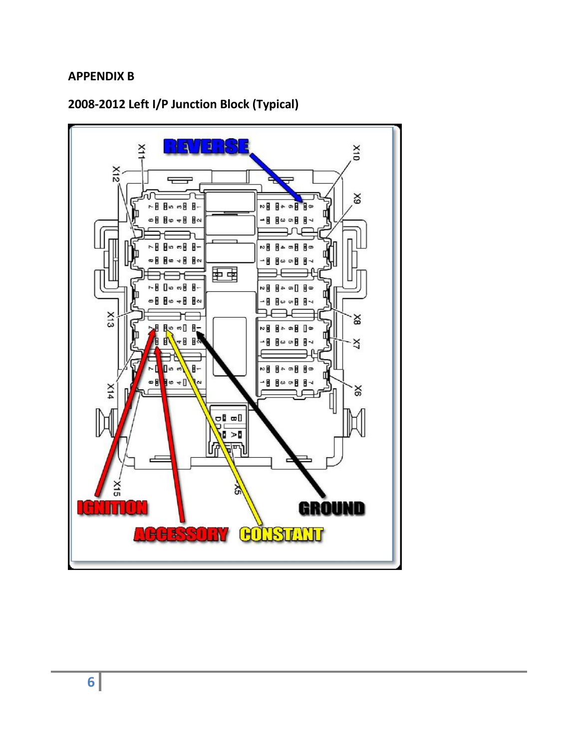**APPENDIX B**

**2008-2012 Left I/P Junction Block (Typical)**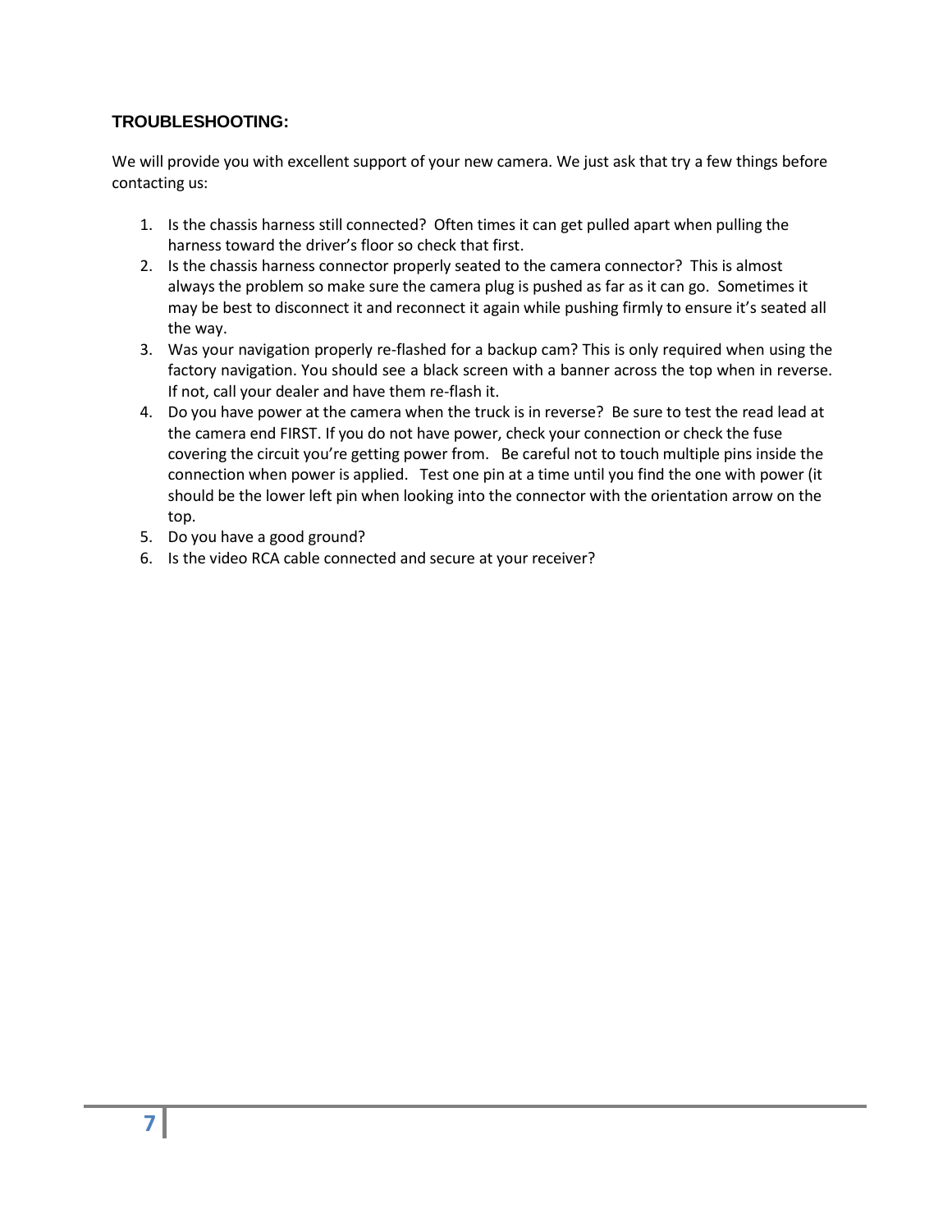## TROUBLESHOOTING:

We will provide you with excellent support of your new camera. We just ask that try a few things before contacting us:

1. Is the chassis harness still connected? Often times it can get pulled apart when pulling the harness toward the driver's floor so check that first.
2. Is the chassis harness connector properly seated to the camera connector? This is almost always the problem so make sure the camera plug is pushed as far as it can go. Sometimes it may be best to disconnect it and reconnect it again while pushing firmly to ensure it's seated all the way.
3. Was your navigation properly re-flashed for a backup cam? This is only required when using the factory navigation. You should see a black screen with a banner across the top when in reverse. If not, call your dealer and have them re-flash it.
4. Do you have power at the camera when the truck is in reverse? Be sure to test the read lead at the camera end FIRST. If you do not have power, check your connection or check the fuse covering the circuit you're getting power from. Be careful not to touch multiple pins inside the connection when power is applied. Test one pin at a time until you find the one with power (it should be the lower left pin when looking into the connector with the orientation arrow on the top.
5. Do you have a good ground?
6. Is the video RCA cable connected and secure at your receiver?